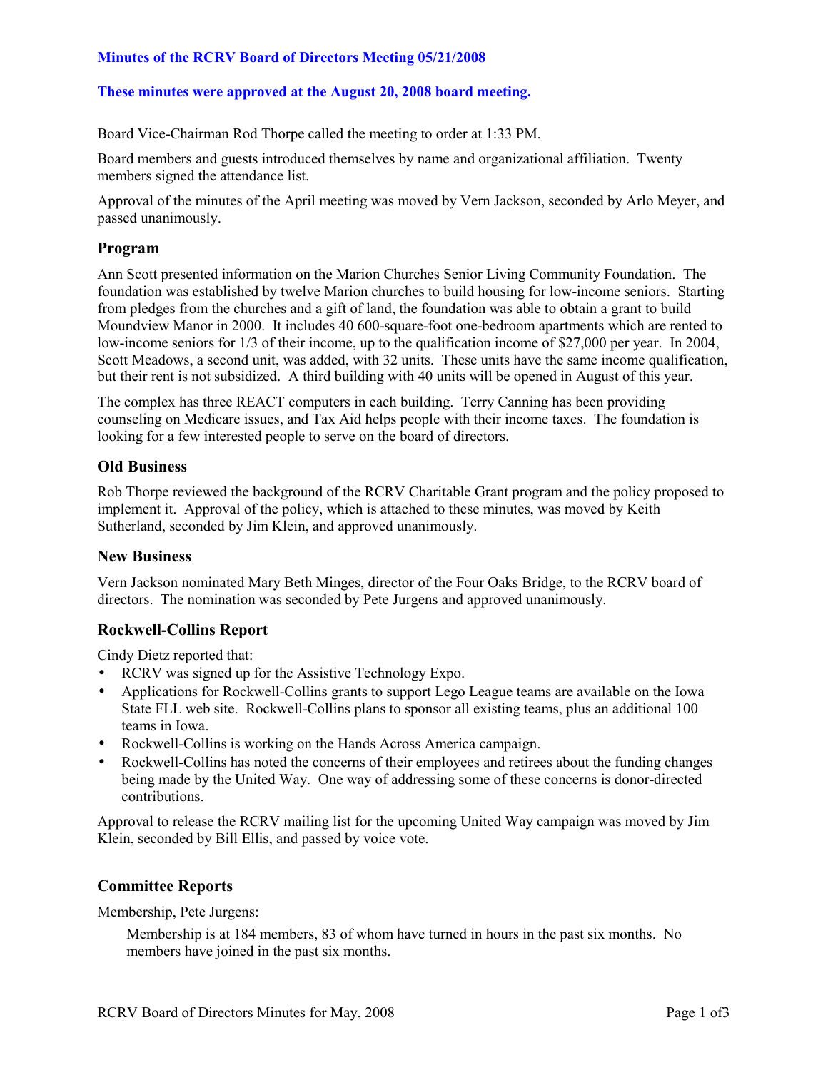**Minutes of the RCRV Board of Directors Meeting 05/21/2008**

**These minutes were approved at the August 20, 2008 board meeting.**

Board Vice-Chairman Rod Thorpe called the meeting to order at 1:33 PM.

Board members and guests introduced themselves by name and organizational affiliation. Twenty members signed the attendance list.

Approval of the minutes of the April meeting was moved by Vern Jackson, seconded by Arlo Meyer, and passed unanimously.

## Program

Ann Scott presented information on the Marion Churches Senior Living Community Foundation. The foundation was established by twelve Marion churches to build housing for low-income seniors. Starting from pledges from the churches and a gift of land, the foundation was able to obtain a grant to build Moundview Manor in 2000. It includes 40 600-square-foot one-bedroom apartments which are rented to low-income seniors for 1/3 of their income, up to the qualification income of $27,000 per year. In 2004, Scott Meadows, a second unit, was added, with 32 units. These units have the same income qualification, but their rent is not subsidized. A third building with 40 units will be opened in August of this year.

The complex has three REACT computers in each building. Terry Canning has been providing counseling on Medicare issues, and Tax Aid helps people with their income taxes. The foundation is looking for a few interested people to serve on the board of directors.

## Old Business

Rob Thorpe reviewed the background of the RCRV Charitable Grant program and the policy proposed to implement it. Approval of the policy, which is attached to these minutes, was moved by Keith Sutherland, seconded by Jim Klein, and approved unanimously.

## New Business

Vern Jackson nominated Mary Beth Minges, director of the Four Oaks Bridge, to the RCRV board of directors. The nomination was seconded by Pete Jurgens and approved unanimously.

## Rockwell-Collins Report

Cindy Dietz reported that:

- RCRV was signed up for the Assistive Technology Expo.
- Applications for Rockwell-Collins grants to support Lego League teams are available on the Iowa State FLL web site. Rockwell-Collins plans to sponsor all existing teams, plus an additional 100 teams in Iowa.
- Rockwell-Collins is working on the Hands Across America campaign.
- Rockwell-Collins has noted the concerns of their employees and retirees about the funding changes being made by the United Way. One way of addressing some of these concerns is donor-directed contributions.

Approval to release the RCRV mailing list for the upcoming United Way campaign was moved by Jim Klein, seconded by Bill Ellis, and passed by voice vote.

## Committee Reports

Membership, Pete Jurgens:

> Membership is at 184 members, 83 of whom have turned in hours in the past six months. No members have joined in the past six months.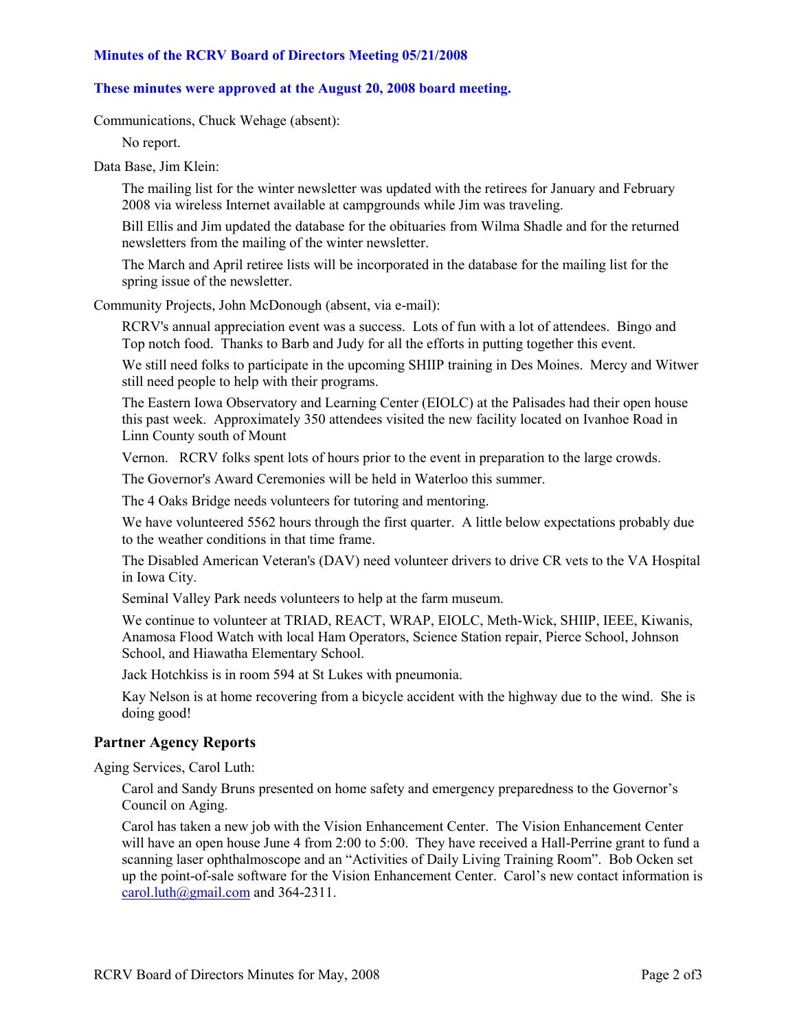**Minutes of the RCRV Board of Directors Meeting 05/21/2008**

**These minutes were approved at the August 20, 2008 board meeting.**

Communications, Chuck Wehage (absent):

No report.

Data Base, Jim Klein:

The mailing list for the winter newsletter was updated with the retirees for January and February 2008 via wireless Internet available at campgrounds while Jim was traveling.

Bill Ellis and Jim updated the database for the obituaries from Wilma Shadle and for the returned newsletters from the mailing of the winter newsletter.

The March and April retiree lists will be incorporated in the database for the mailing list for the spring issue of the newsletter.

Community Projects, John McDonough (absent, via e-mail):

RCRV's annual appreciation event was a success. Lots of fun with a lot of attendees. Bingo and Top notch food. Thanks to Barb and Judy for all the efforts in putting together this event.

We still need folks to participate in the upcoming SHIIP training in Des Moines. Mercy and Witwer still need people to help with their programs.

The Eastern Iowa Observatory and Learning Center (EIOLC) at the Palisades had their open house this past week. Approximately 350 attendees visited the new facility located on Ivanhoe Road in Linn County south of Mount

Vernon. RCRV folks spent lots of hours prior to the event in preparation to the large crowds.

The Governor's Award Ceremonies will be held in Waterloo this summer.

The 4 Oaks Bridge needs volunteers for tutoring and mentoring.

We have volunteered 5562 hours through the first quarter. A little below expectations probably due to the weather conditions in that time frame.

The Disabled American Veteran's (DAV) need volunteer drivers to drive CR vets to the VA Hospital in Iowa City.

Seminal Valley Park needs volunteers to help at the farm museum.

We continue to volunteer at TRIAD, REACT, WRAP, EIOLC, Meth-Wick, SHIIP, IEEE, Kiwanis, Anamosa Flood Watch with local Ham Operators, Science Station repair, Pierce School, Johnson School, and Hiawatha Elementary School.

Jack Hotchkiss is in room 594 at St Lukes with pneumonia.

Kay Nelson is at home recovering from a bicycle accident with the highway due to the wind. She is doing good!

## Partner Agency Reports

Aging Services, Carol Luth:

Carol and Sandy Bruns presented on home safety and emergency preparedness to the Governor's Council on Aging.

Carol has taken a new job with the Vision Enhancement Center. The Vision Enhancement Center will have an open house June 4 from 2:00 to 5:00. They have received a Hall-Perrine grant to fund a scanning laser ophthalmoscope and an "Activities of Daily Living Training Room". Bob Ocken set up the point-of-sale software for the Vision Enhancement Center. Carol's new contact information is carol.luth@gmail.com and 364-2311.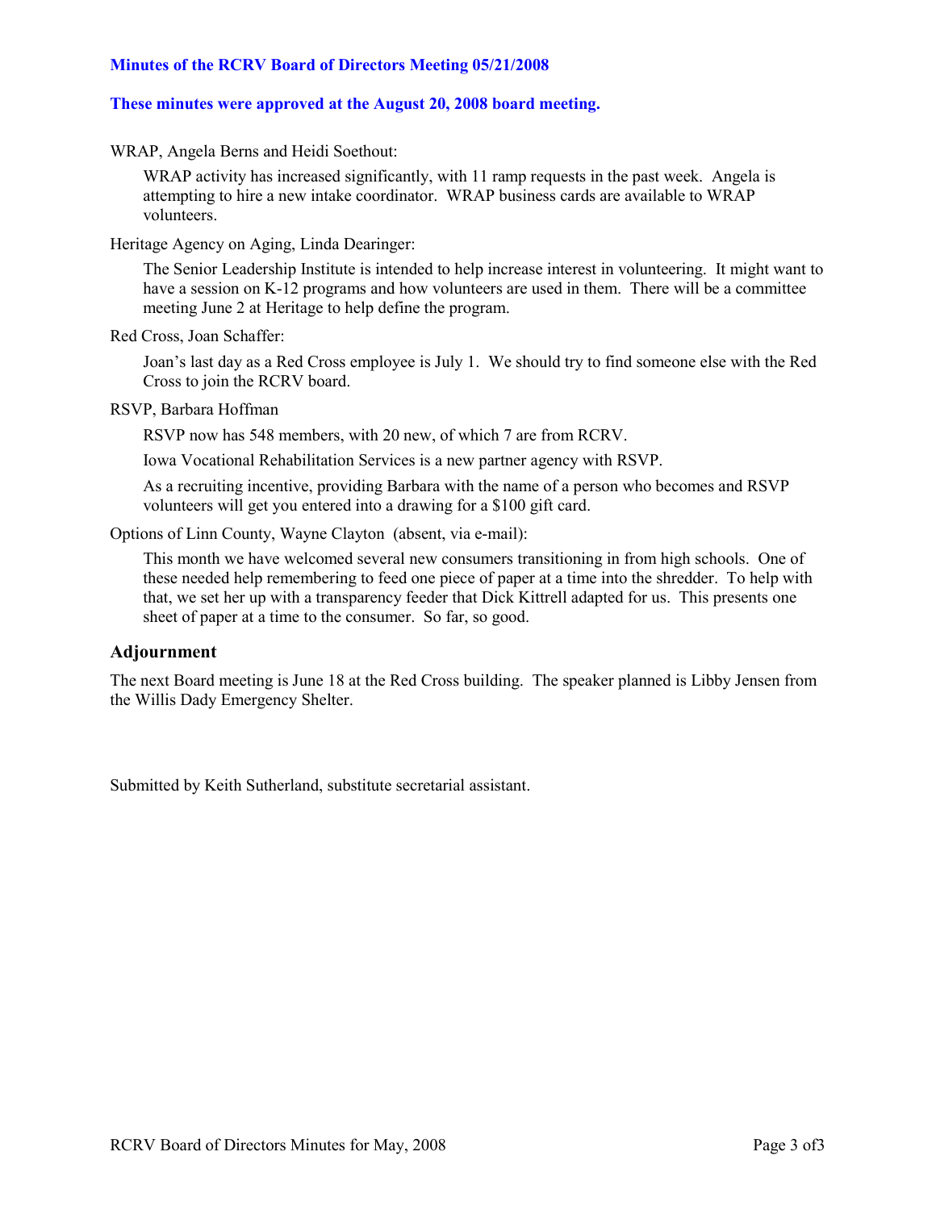**Minutes of the RCRV Board of Directors Meeting 05/21/2008**

**These minutes were approved at the August 20, 2008 board meeting.**

WRAP, Angela Berns and Heidi Soethout:

WRAP activity has increased significantly, with 11 ramp requests in the past week. Angela is attempting to hire a new intake coordinator. WRAP business cards are available to WRAP volunteers.

Heritage Agency on Aging, Linda Dearinger:

The Senior Leadership Institute is intended to help increase interest in volunteering. It might want to have a session on K-12 programs and how volunteers are used in them. There will be a committee meeting June 2 at Heritage to help define the program.

Red Cross, Joan Schaffer:

Joan's last day as a Red Cross employee is July 1. We should try to find someone else with the Red Cross to join the RCRV board.

RSVP, Barbara Hoffman

RSVP now has 548 members, with 20 new, of which 7 are from RCRV.

Iowa Vocational Rehabilitation Services is a new partner agency with RSVP.

As a recruiting incentive, providing Barbara with the name of a person who becomes and RSVP volunteers will get you entered into a drawing for a $100 gift card.

Options of Linn County, Wayne Clayton (absent, via e-mail):

This month we have welcomed several new consumers transitioning in from high schools. One of these needed help remembering to feed one piece of paper at a time into the shredder. To help with that, we set her up with a transparency feeder that Dick Kittrell adapted for us. This presents one sheet of paper at a time to the consumer. So far, so good.

## Adjournment

The next Board meeting is June 18 at the Red Cross building. The speaker planned is Libby Jensen from the Willis Dady Emergency Shelter.

Submitted by Keith Sutherland, substitute secretarial assistant.